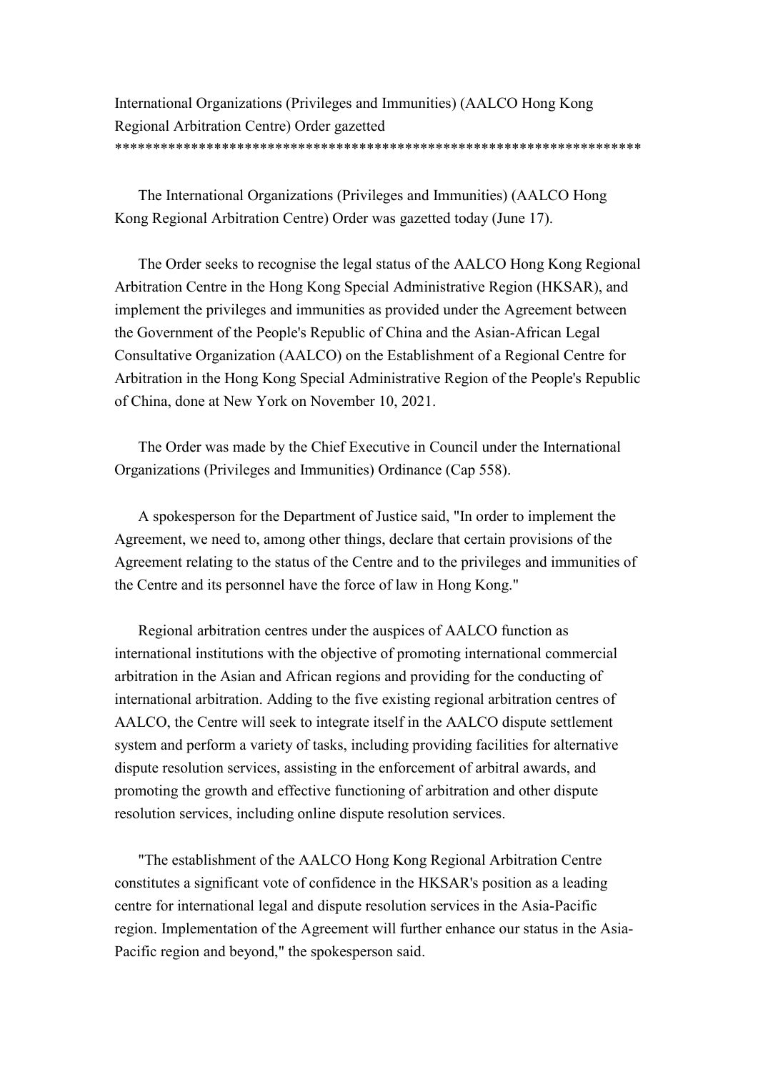# International Organizations (Privileges and Immunities) (AALCO Hong Kong Regional Arbitration Centre) Order gazetted

The International Organizations (Privileges and Immunities) (AALCO Hong Kong Regional Arbitration Centre) Order was gazetted today (June 17).

The Order seeks to recognise the legal status of the AALCO Hong Kong Regional Arbitration Centre in the Hong Kong Special Administrative Region (HKSAR), and implement the privileges and immunities as provided under the Agreement between the Government of the People's Republic of China and the Asian-African Legal Consultative Organization (AALCO) on the Establishment of a Regional Centre for Arbitration in the Hong Kong Special Administrative Region of the People's Republic of China, done at New York on November 10, 2021.

The Order was made by the Chief Executive in Council under the International Organizations (Privileges and Immunities) Ordinance (Cap 558).

A spokesperson for the Department of Justice said, "In order to implement the Agreement, we need to, among other things, declare that certain provisions of the Agreement relating to the status of the Centre and to the privileges and immunities of the Centre and its personnel have the force of law in Hong Kong."

Regional arbitration centres under the auspices of AALCO function as international institutions with the objective of promoting international commercial arbitration in the Asian and African regions and providing for the conducting of international arbitration. Adding to the five existing regional arbitration centres of AALCO, the Centre will seek to integrate itself in the AALCO dispute settlement system and perform a variety of tasks, including providing facilities for alternative dispute resolution services, assisting in the enforcement of arbitral awards, and promoting the growth and effective functioning of arbitration and other dispute resolution services, including online dispute resolution services.

"The establishment of the AALCO Hong Kong Regional Arbitration Centre constitutes a significant vote of confidence in the HKSAR's position as a leading centre for international legal and dispute resolution services in the Asia-Pacific region. Implementation of the Agreement will further enhance our status in the Asia-Pacific region and beyond," the spokesperson said.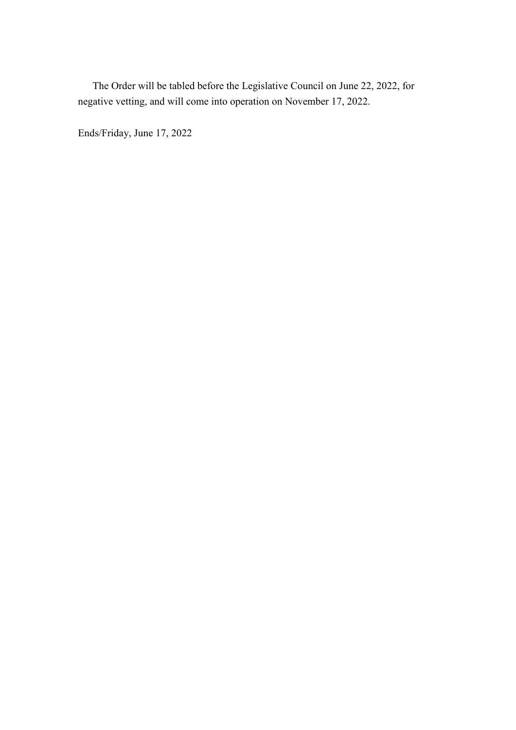The Order will be tabled before the Legislative Council on June 22, 2022, for negative vetting, and will come into operation on November 17, 2022.

Ends/Friday, June 17, 2022